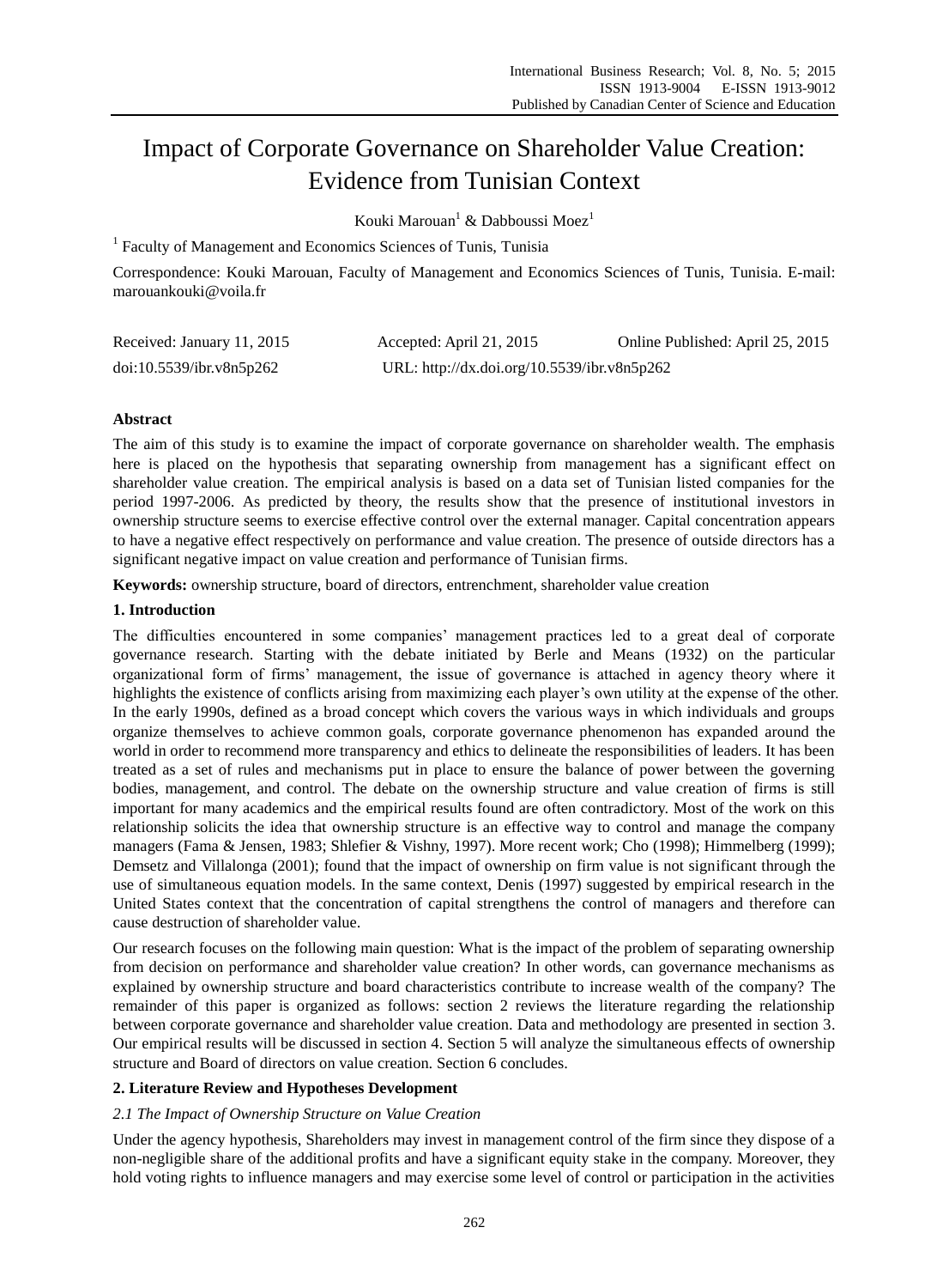# Impact of Corporate Governance on Shareholder Value Creation: Evidence from Tunisian Context

Kouki Marouan[1] & Dabboussi Moez[1]

[1] Faculty of Management and Economics Sciences of Tunis, Tunisia

Correspondence: Kouki Marouan, Faculty of Management and Economics Sciences of Tunis, Tunisia. E-mail: marouankouki@voila.fr

Received: January 11, 2015 Accepted: April 21, 2015 Online Published: April 25, 2015

doi:10.5539/ibr.v8n5p262 URL: http://dx.doi.org/10.5539/ibr.v8n5p262

**Abstract**

The aim of this study is to examine the impact of corporate governance on shareholder wealth. The emphasis here is placed on the hypothesis that separating ownership from management has a significant effect on shareholder value creation. The empirical analysis is based on a data set of Tunisian listed companies for the period 1997-2006. As predicted by theory, the results show that the presence of institutional investors in ownership structure seems to exercise effective control over the external manager. Capital concentration appears to have a negative effect respectively on performance and value creation. The presence of outside directors has a significant negative impact on value creation and performance of Tunisian firms.

**Keywords:** ownership structure, board of directors, entrenchment, shareholder value creation

## 1. Introduction

The difficulties encountered in some companies' management practices led to a great deal of corporate governance research. Starting with the debate initiated by Berle and Means (1932) on the particular organizational form of firms' management, the issue of governance is attached in agency theory where it highlights the existence of conflicts arising from maximizing each player's own utility at the expense of the other. In the early 1990s, defined as a broad concept which covers the various ways in which individuals and groups organize themselves to achieve common goals, corporate governance phenomenon has expanded around the world in order to recommend more transparency and ethics to delineate the responsibilities of leaders. It has been treated as a set of rules and mechanisms put in place to ensure the balance of power between the governing bodies, management, and control. The debate on the ownership structure and value creation of firms is still important for many academics and the empirical results found are often contradictory. Most of the work on this relationship solicits the idea that ownership structure is an effective way to control and manage the company managers (Fama & Jensen, 1983; Shlefier & Vishny, 1997). More recent work; Cho (1998); Himmelberg (1999); Demsetz and Villalonga (2001); found that the impact of ownership on firm value is not significant through the use of simultaneous equation models. In the same context, Denis (1997) suggested by empirical research in the United States context that the concentration of capital strengthens the control of managers and therefore can cause destruction of shareholder value.

Our research focuses on the following main question: What is the impact of the problem of separating ownership from decision on performance and shareholder value creation? In other words, can governance mechanisms as explained by ownership structure and board characteristics contribute to increase wealth of the company? The remainder of this paper is organized as follows: section 2 reviews the literature regarding the relationship between corporate governance and shareholder value creation. Data and methodology are presented in section 3. Our empirical results will be discussed in section 4. Section 5 will analyze the simultaneous effects of ownership structure and Board of directors on value creation. Section 6 concludes.

## 2. Literature Review and Hypotheses Development

### *2.1 The Impact of Ownership Structure on Value Creation*

Under the agency hypothesis, Shareholders may invest in management control of the firm since they dispose of a non-negligible share of the additional profits and have a significant equity stake in the company. Moreover, they hold voting rights to influence managers and may exercise some level of control or participation in the activities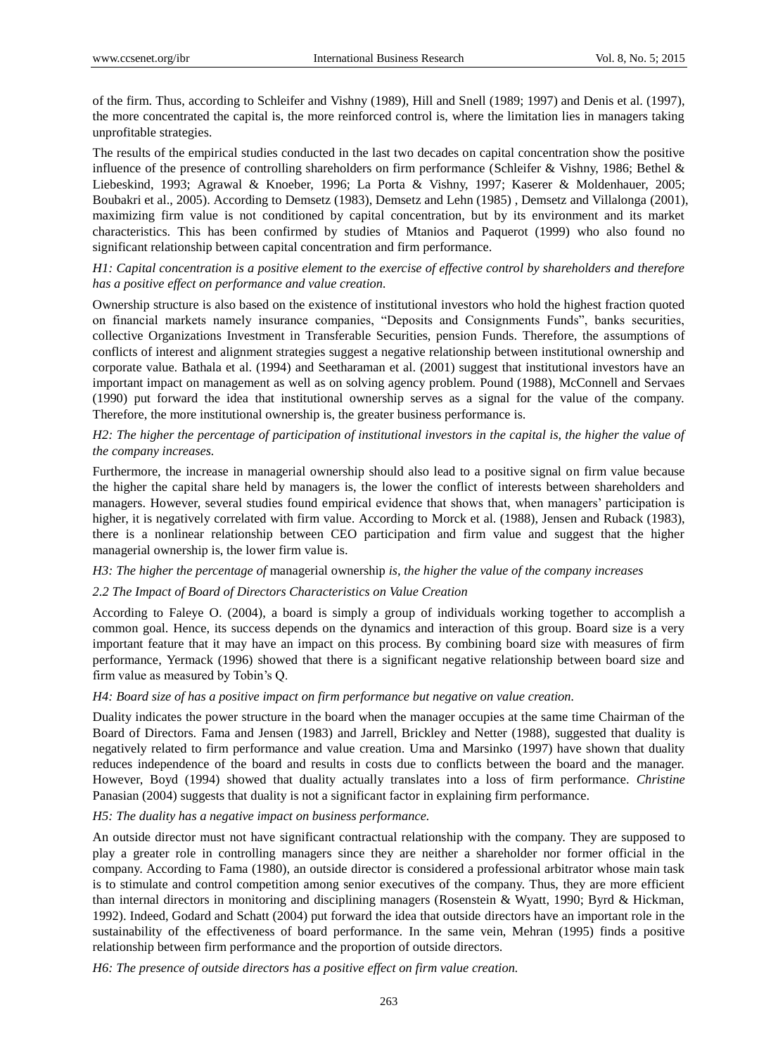of the firm. Thus, according to Schleifer and Vishny (1989), Hill and Snell (1989; 1997) and Denis et al. (1997), the more concentrated the capital is, the more reinforced control is, where the limitation lies in managers taking unprofitable strategies.

The results of the empirical studies conducted in the last two decades on capital concentration show the positive influence of the presence of controlling shareholders on firm performance (Schleifer & Vishny, 1986; Bethel & Liebeskind, 1993; Agrawal & Knoeber, 1996; La Porta & Vishny, 1997; Kaserer & Moldenhauer, 2005; Boubakri et al., 2005). According to Demsetz (1983), Demsetz and Lehn (1985) , Demsetz and Villalonga (2001), maximizing firm value is not conditioned by capital concentration, but by its environment and its market characteristics. This has been confirmed by studies of Mtanios and Paquerot (1999) who also found no significant relationship between capital concentration and firm performance.

*H1: Capital concentration is a positive element to the exercise of effective control by shareholders and therefore has a positive effect on performance and value creation.*

Ownership structure is also based on the existence of institutional investors who hold the highest fraction quoted on financial markets namely insurance companies, "Deposits and Consignments Funds", banks securities, collective Organizations Investment in Transferable Securities, pension Funds. Therefore, the assumptions of conflicts of interest and alignment strategies suggest a negative relationship between institutional ownership and corporate value. Bathala et al. (1994) and Seetharaman et al. (2001) suggest that institutional investors have an important impact on management as well as on solving agency problem. Pound (1988), McConnell and Servaes (1990) put forward the idea that institutional ownership serves as a signal for the value of the company. Therefore, the more institutional ownership is, the greater business performance is.

*H2: The higher the percentage of participation of institutional investors in the capital is, the higher the value of the company increases.*

Furthermore, the increase in managerial ownership should also lead to a positive signal on firm value because the higher the capital share held by managers is, the lower the conflict of interests between shareholders and managers. However, several studies found empirical evidence that shows that, when managers' participation is higher, it is negatively correlated with firm value. According to Morck et al. (1988), Jensen and Ruback (1983), there is a nonlinear relationship between CEO participation and firm value and suggest that the higher managerial ownership is, the lower firm value is.

*H3: The higher the percentage of* managerial ownership *is, the higher the value of the company increases*

### *2.2 The Impact of Board of Directors Characteristics on Value Creation*

According to Faleye O. (2004), a board is simply a group of individuals working together to accomplish a common goal. Hence, its success depends on the dynamics and interaction of this group. Board size is a very important feature that it may have an impact on this process. By combining board size with measures of firm performance, Yermack (1996) showed that there is a significant negative relationship between board size and firm value as measured by Tobin's Q.

*H4: Board size of has a positive impact on firm performance but negative on value creation.*

Duality indicates the power structure in the board when the manager occupies at the same time Chairman of the Board of Directors. Fama and Jensen (1983) and Jarrell, Brickley and Netter (1988), suggested that duality is negatively related to firm performance and value creation. Uma and Marsinko (1997) have shown that duality reduces independence of the board and results in costs due to conflicts between the board and the manager. However, Boyd (1994) showed that duality actually translates into a loss of firm performance. *Christine* Panasian (2004) suggests that duality is not a significant factor in explaining firm performance.

*H5: The duality has a negative impact on business performance.*

An outside director must not have significant contractual relationship with the company. They are supposed to play a greater role in controlling managers since they are neither a shareholder nor former official in the company. According to Fama (1980), an outside director is considered a professional arbitrator whose main task is to stimulate and control competition among senior executives of the company. Thus, they are more efficient than internal directors in monitoring and disciplining managers (Rosenstein & Wyatt, 1990; Byrd & Hickman, 1992). Indeed, Godard and Schatt (2004) put forward the idea that outside directors have an important role in the sustainability of the effectiveness of board performance. In the same vein, Mehran (1995) finds a positive relationship between firm performance and the proportion of outside directors.

*H6: The presence of outside directors has a positive effect on firm value creation.*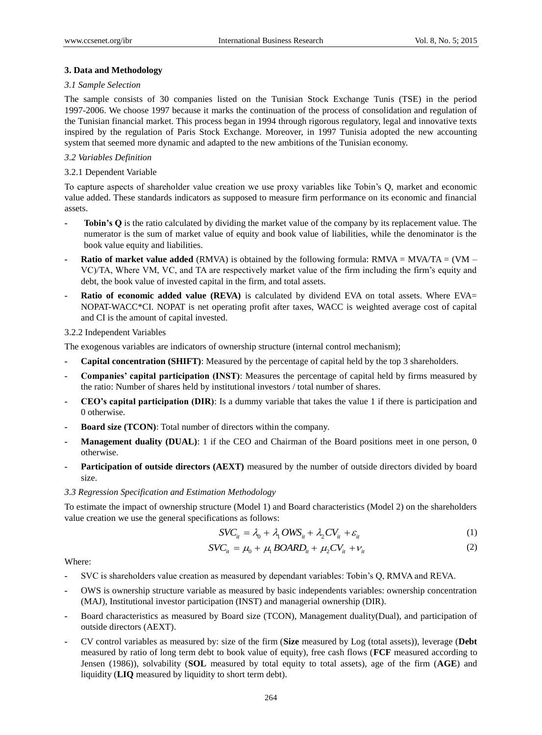## 3. Data and Methodology

### *3.1 Sample Selection*

The sample consists of 30 companies listed on the Tunisian Stock Exchange Tunis (TSE) in the period 1997-2006. We choose 1997 because it marks the continuation of the process of consolidation and regulation of the Tunisian financial market. This process began in 1994 through rigorous regulatory, legal and innovative texts inspired by the regulation of Paris Stock Exchange. Moreover, in 1997 Tunisia adopted the new accounting system that seemed more dynamic and adapted to the new ambitions of the Tunisian economy.

### *3.2 Variables Definition*

#### 3.2.1 Dependent Variable

To capture aspects of shareholder value creation we use proxy variables like Tobin's Q, market and economic value added. These standards indicators as supposed to measure firm performance on its economic and financial assets.

- **Tobin's Q** is the ratio calculated by dividing the market value of the company by its replacement value. The numerator is the sum of market value of equity and book value of liabilities, while the denominator is the book value equity and liabilities.
- **Ratio of market value added** (RMVA) is obtained by the following formula: RMVA = MVA/TA = (VM – VC)/TA, Where VM, VC, and TA are respectively market value of the firm including the firm's equity and debt, the book value of invested capital in the firm, and total assets.
- **Ratio of economic added value (REVA)** is calculated by dividend EVA on total assets. Where EVA= NOPAT-WACC*CI. NOPAT is net operating profit after taxes, WACC is weighted average cost of capital and CI is the amount of capital invested.

#### 3.2.2 Independent Variables

The exogenous variables are indicators of ownership structure (internal control mechanism);

- **Capital concentration (SHIFT)**: Measured by the percentage of capital held by the top 3 shareholders.
- **Companies' capital participation (INST)**: Measures the percentage of capital held by firms measured by the ratio: Number of shares held by institutional investors / total number of shares.
- **CEO's capital participation (DIR)**: Is a dummy variable that takes the value 1 if there is participation and 0 otherwise.
- **Board size (TCON)**: Total number of directors within the company.
- **Management duality (DUAL)**: 1 if the CEO and Chairman of the Board positions meet in one person, 0 otherwise.
- **Participation of outside directors (AEXT)** measured by the number of outside directors divided by board size.

### *3.3 Regression Specification and Estimation Methodology*

To estimate the impact of ownership structure (Model 1) and Board characteristics (Model 2) on the shareholders value creation we use the general specifications as follows:

$$SVC_{it} = \lambda_0 + \lambda_1 OWS_{it} + \lambda_2 CV_{it} + \varepsilon_{it} \quad (1)$$

$$SVC_{it} = \mu_0 + \mu_1 BOARD_{it} + \mu_2 CV_{it} + \nu_{it} \quad (2)$$

Where:

- SVC is shareholders value creation as measured by dependant variables: Tobin's Q, RMVA and REVA.
- OWS is ownership structure variable as measured by basic independents variables: ownership concentration (MAJ), Institutional investor participation (INST) and managerial ownership (DIR).
- Board characteristics as measured by Board size (TCON), Management duality(Dual), and participation of outside directors (AEXT).
- CV control variables as measured by: size of the firm (**Size** measured by Log (total assets)), leverage (**Debt** measured by ratio of long term debt to book value of equity), free cash flows (**FCF** measured according to Jensen (1986)), solvability (**SOL** measured by total equity to total assets), age of the firm (**AGE**) and liquidity (**LIQ** measured by liquidity to short term debt).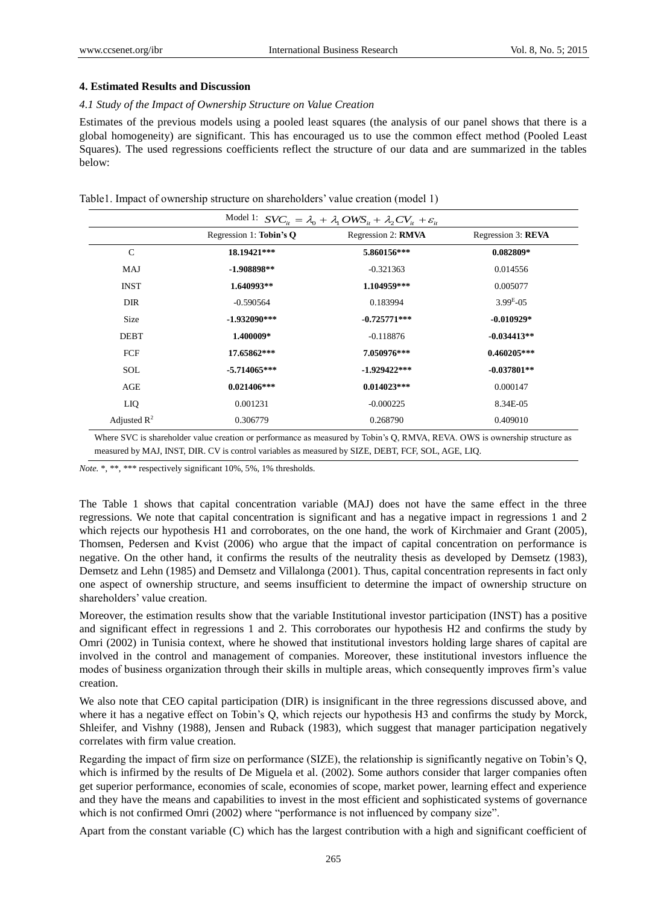## 4. Estimated Results and Discussion

### *4.1 Study of the Impact of Ownership Structure on Value Creation*

Estimates of the previous models using a pooled least squares (the analysis of our panel shows that there is a global homogeneity) are significant. This has encouraged us to use the common effect method (Pooled Least Squares). The used regressions coefficients reflect the structure of our data and are summarized in the tables below:

Table1. Impact of ownership structure on shareholders' value creation (model 1)

| Model 1: $SVC_{it} = \lambda_0 + \lambda_1 OWS_{it} + \lambda_2 CV_{it} + \varepsilon_{it}$ | | | |
|---|---|---|---|
| | Regression 1: **Tobin's Q** | Regression 2: **RMVA** | Regression 3: **REVA** |
| C | **18.19421\*\*\*** | **5.860156\*\*\*** | **0.082809\*** |
| MAJ | **-1.908898\*\*** | -0.321363 | 0.014556 |
| INST | **1.640993\*\*** | **1.104959\*\*\*** | 0.005077 |
| DIR | -0.590564 | 0.183994 | $3.99^{E}$-05 |
| Size | **-1.932090\*\*\*** | **-0.725771\*\*\*** | **-0.010929\*** |
| DEBT | **1.400009\*** | -0.118876 | **-0.034413\*\*** |
| FCF | **17.65862\*\*\*** | **7.050976\*\*\*** | **0.460205\*\*\*** |
| SOL | **-5.714065\*\*\*** | **-1.929422\*\*\*** | **-0.037801\*\*** |
| AGE | **0.021406\*\*\*** | **0.014023\*\*\*** | 0.000147 |
| LIQ | 0.001231 | -0.000225 | 8.34E-05 |
| Adjusted $R^2$ | 0.306779 | 0.268790 | 0.409010 |

Where SVC is shareholder value creation or performance as measured by Tobin's Q, RMVA, REVA. OWS is ownership structure as measured by MAJ, INST, DIR. CV is control variables as measured by SIZE, DEBT, FCF, SOL, AGE, LIQ.

*Note.* *, **, *** respectively significant 10%, 5%, 1% thresholds.

The Table 1 shows that capital concentration variable (MAJ) does not have the same effect in the three regressions. We note that capital concentration is significant and has a negative impact in regressions 1 and 2 which rejects our hypothesis H1 and corroborates, on the one hand, the work of Kirchmaier and Grant (2005), Thomsen, Pedersen and Kvist (2006) who argue that the impact of capital concentration on performance is negative. On the other hand, it confirms the results of the neutrality thesis as developed by Demsetz (1983), Demsetz and Lehn (1985) and Demsetz and Villalonga (2001). Thus, capital concentration represents in fact only one aspect of ownership structure, and seems insufficient to determine the impact of ownership structure on shareholders' value creation.

Moreover, the estimation results show that the variable Institutional investor participation (INST) has a positive and significant effect in regressions 1 and 2. This corroborates our hypothesis H2 and confirms the study by Omri (2002) in Tunisia context, where he showed that institutional investors holding large shares of capital are involved in the control and management of companies. Moreover, these institutional investors influence the modes of business organization through their skills in multiple areas, which consequently improves firm's value creation.

We also note that CEO capital participation (DIR) is insignificant in the three regressions discussed above, and where it has a negative effect on Tobin's Q, which rejects our hypothesis H3 and confirms the study by Morck, Shleifer, and Vishny (1988), Jensen and Ruback (1983), which suggest that manager participation negatively correlates with firm value creation.

Regarding the impact of firm size on performance (SIZE), the relationship is significantly negative on Tobin's Q, which is infirmed by the results of De Miguela et al. (2002). Some authors consider that larger companies often get superior performance, economies of scale, economies of scope, market power, learning effect and experience and they have the means and capabilities to invest in the most efficient and sophisticated systems of governance which is not confirmed Omri (2002) where "performance is not influenced by company size".

Apart from the constant variable (C) which has the largest contribution with a high and significant coefficient of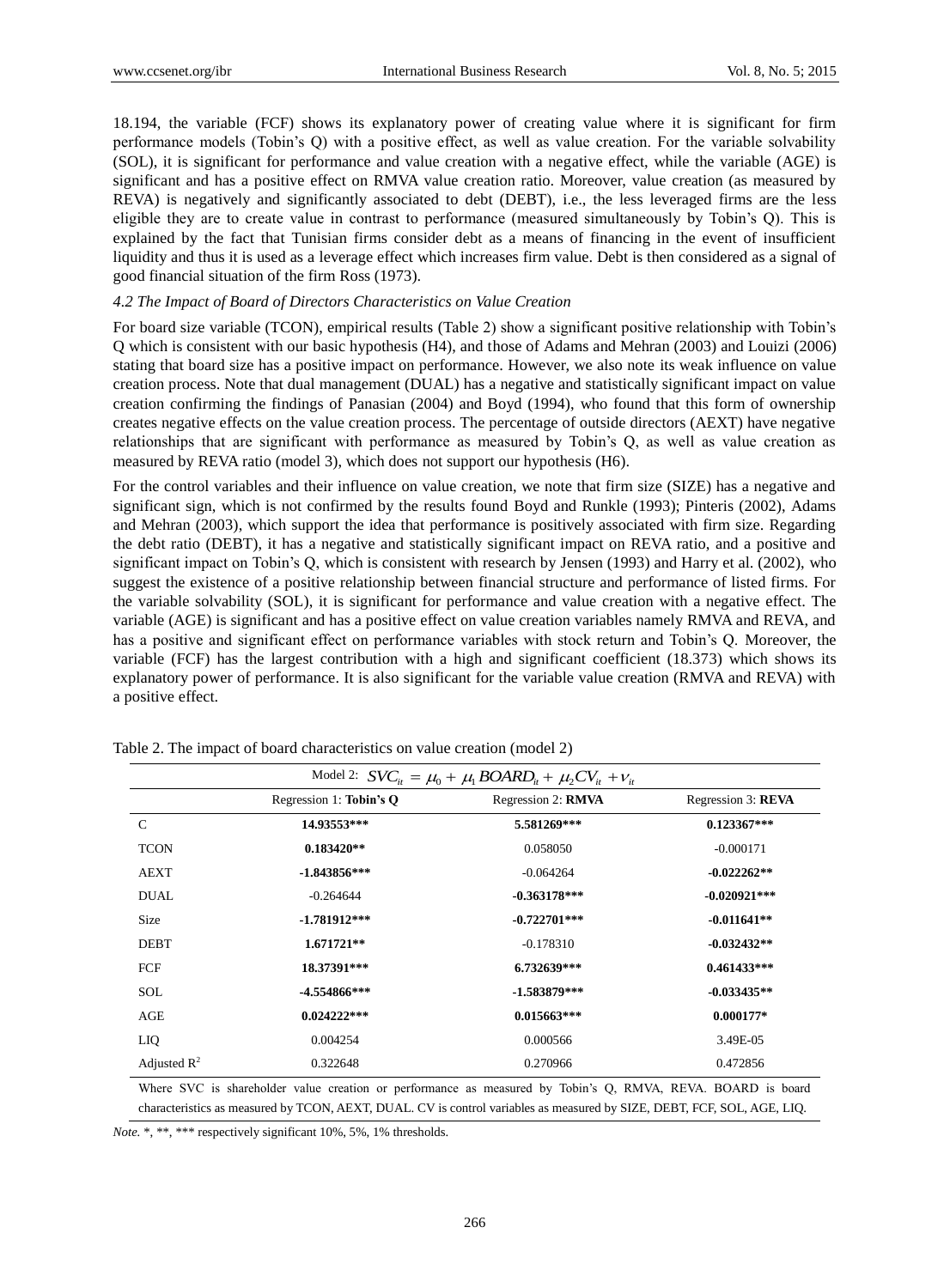18.194, the variable (FCF) shows its explanatory power of creating value where it is significant for firm performance models (Tobin's Q) with a positive effect, as well as value creation. For the variable solvability (SOL), it is significant for performance and value creation with a negative effect, while the variable (AGE) is significant and has a positive effect on RMVA value creation ratio. Moreover, value creation (as measured by REVA) is negatively and significantly associated to debt (DEBT), i.e., the less leveraged firms are the less eligible they are to create value in contrast to performance (measured simultaneously by Tobin's Q). This is explained by the fact that Tunisian firms consider debt as a means of financing in the event of insufficient liquidity and thus it is used as a leverage effect which increases firm value. Debt is then considered as a signal of good financial situation of the firm Ross (1973).

### *4.2 The Impact of Board of Directors Characteristics on Value Creation*

For board size variable (TCON), empirical results (Table 2) show a significant positive relationship with Tobin's Q which is consistent with our basic hypothesis (H4), and those of Adams and Mehran (2003) and Louizi (2006) stating that board size has a positive impact on performance. However, we also note its weak influence on value creation process. Note that dual management (DUAL) has a negative and statistically significant impact on value creation confirming the findings of Panasian (2004) and Boyd (1994), who found that this form of ownership creates negative effects on the value creation process. The percentage of outside directors (AEXT) have negative relationships that are significant with performance as measured by Tobin's Q, as well as value creation as measured by REVA ratio (model 3), which does not support our hypothesis (H6).

For the control variables and their influence on value creation, we note that firm size (SIZE) has a negative and significant sign, which is not confirmed by the results found Boyd and Runkle (1993); Pinteris (2002), Adams and Mehran (2003), which support the idea that performance is positively associated with firm size. Regarding the debt ratio (DEBT), it has a negative and statistically significant impact on REVA ratio, and a positive and significant impact on Tobin's Q, which is consistent with research by Jensen (1993) and Harry et al. (2002), who suggest the existence of a positive relationship between financial structure and performance of listed firms. For the variable solvability (SOL), it is significant for performance and value creation with a negative effect. The variable (AGE) is significant and has a positive effect on value creation variables namely RMVA and REVA, and has a positive and significant effect on performance variables with stock return and Tobin's Q. Moreover, the variable (FCF) has the largest contribution with a high and significant coefficient (18.373) which shows its explanatory power of performance. It is also significant for the variable value creation (RMVA and REVA) with a positive effect.

Table 2. The impact of board characteristics on value creation (model 2)

| Model 2: $SVC_{it} = \mu_0 + \mu_1 BOARD_{it} + \mu_2 CV_{it} + v_{it}$ | | | |
|---|---|---|---|
| | Regression 1: **Tobin's Q** | Regression 2: **RMVA** | Regression 3: **REVA** |
| C | **14.93553*****| **5.581269*****| **0.123367*****|
| TCON | **0.183420**** | 0.058050 | -0.000171 |
| AEXT | **-1.843856*****| -0.064264 | **-0.022262**** |
| DUAL | -0.264644 | **-0.363178*****| **-0.020921*****|
| Size | **-1.781912*****| **-0.722701*****| **-0.011641**** |
| DEBT | **1.671721**** | -0.178310 | **-0.032432**** |
| FCF | **18.37391*****| **6.732639*****| **0.461433*****|
| SOL | **-4.554866*****| **-1.583879*****| **-0.033435**** |
| AGE | **0.024222*****| **0.015663*****| **0.000177*** |
| LIQ | 0.004254 | 0.000566 | 3.49E-05 |
| Adjusted $R^2$ | 0.322648 | 0.270966 | 0.472856 |

Where SVC is shareholder value creation or performance as measured by Tobin's Q, RMVA, REVA. BOARD is board characteristics as measured by TCON, AEXT, DUAL. CV is control variables as measured by SIZE, DEBT, FCF, SOL, AGE, LIQ.

*Note.* *, **, *** respectively significant 10%, 5%, 1% thresholds.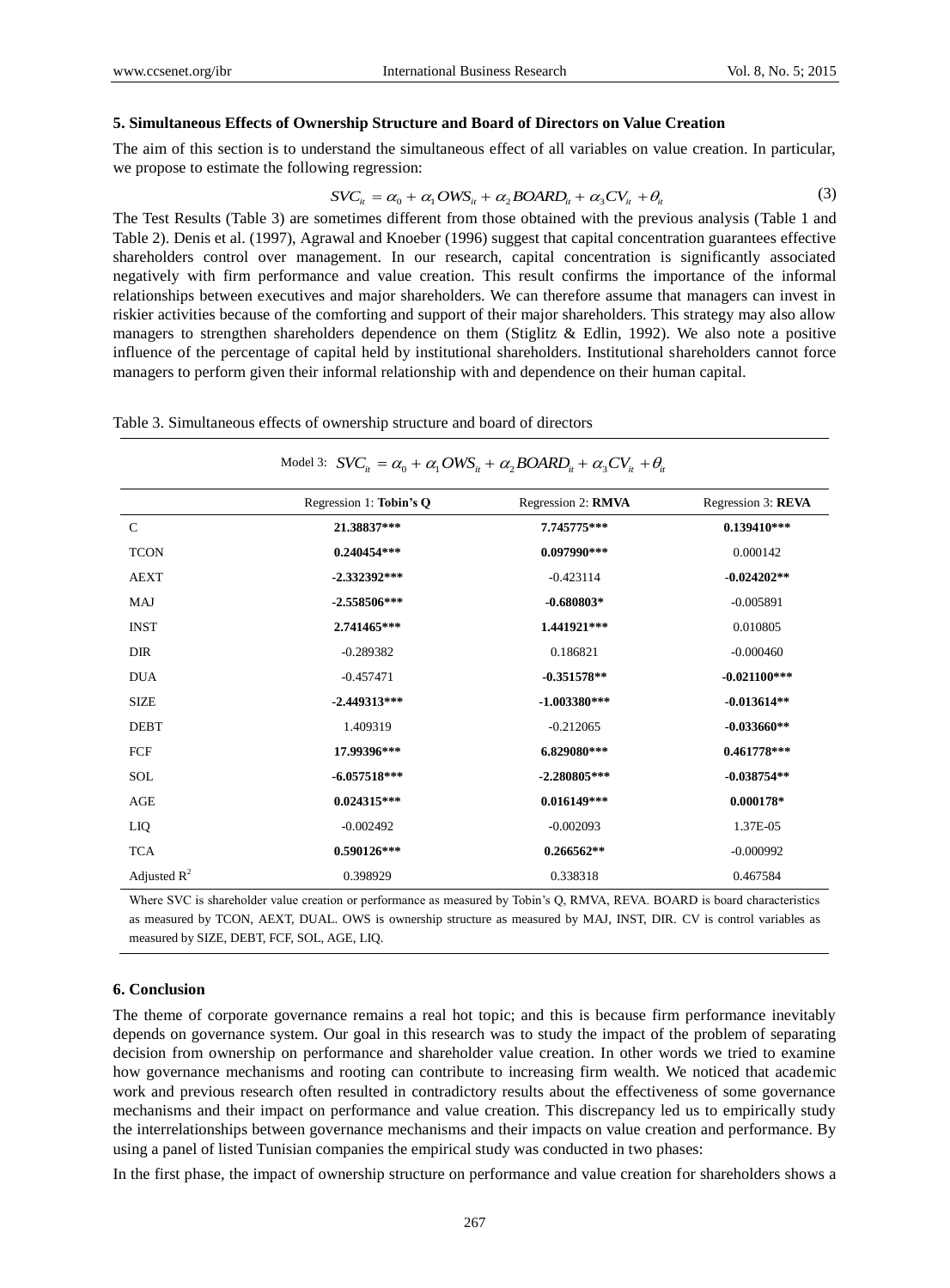### 5. Simultaneous Effects of Ownership Structure and Board of Directors on Value Creation

The aim of this section is to understand the simultaneous effect of all variables on value creation. In particular, we propose to estimate the following regression:

$$SVC_{it} = \alpha_0 + \alpha_1 OWS_{it} + \alpha_2 BOARD_{it} + \alpha_3 CV_{it} + \theta_{it} \tag{3}$$

The Test Results (Table 3) are sometimes different from those obtained with the previous analysis (Table 1 and Table 2). Denis et al. (1997), Agrawal and Knoeber (1996) suggest that capital concentration guarantees effective shareholders control over management. In our research, capital concentration is significantly associated negatively with firm performance and value creation. This result confirms the importance of the informal relationships between executives and major shareholders. We can therefore assume that managers can invest in riskier activities because of the comforting and support of their major shareholders. This strategy may also allow managers to strengthen shareholders dependence on them (Stiglitz & Edlin, 1992). We also note a positive influence of the percentage of capital held by institutional shareholders. Institutional shareholders cannot force managers to perform given their informal relationship with and dependence on their human capital.

Table 3. Simultaneous effects of ownership structure and board of directors

Model 3: $SVC_{it} = \alpha_0 + \alpha_1 OWS_{it} + \alpha_2 BOARD_{it} + \alpha_3 CV_{it} + \theta_{it}$

| | Regression 1: **Tobin's Q** | Regression 2: **RMVA** | Regression 3: **REVA** |
|---|---|---|---|
| C | **21.38837*** ** | **7.745775*** ** | **0.139410*** ** |
| TCON | **0.240454*** ** | **0.097990*** ** | 0.000142 |
| AEXT | **-2.332392*** ** | -0.423114 | **-0.024202** ** |
| MAJ | **-2.558506*** ** | **-0.680803* ** | -0.005891 |
| INST | **2.741465*** ** | **1.441921*** ** | 0.010805 |
| DIR | -0.289382 | 0.186821 | -0.000460 |
| DUA | -0.457471 | **-0.351578** ** | **-0.021100*** ** |
| SIZE | **-2.449313*** ** | **-1.003380*** ** | **-0.013614** ** |
| DEBT | 1.409319 | -0.212065 | **-0.033660** ** |
| FCF | **17.99396*** ** | **6.829080*** ** | **0.461778*** ** |
| SOL | **-6.057518*** ** | **-2.280805*** ** | **-0.038754** ** |
| AGE | **0.024315*** ** | **0.016149*** ** | **0.000178* ** |
| LIQ | -0.002492 | -0.002093 | 1.37E-05 |
| TCA | **0.590126*** ** | **0.266562** ** | -0.000992 |
| Adjusted $R^2$ | 0.398929 | 0.338318 | 0.467584 |

Where SVC is shareholder value creation or performance as measured by Tobin's Q, RMVA, REVA. BOARD is board characteristics as measured by TCON, AEXT, DUAL. OWS is ownership structure as measured by MAJ, INST, DIR. CV is control variables as measured by SIZE, DEBT, FCF, SOL, AGE, LIQ.

### 6. Conclusion

The theme of corporate governance remains a real hot topic; and this is because firm performance inevitably depends on governance system. Our goal in this research was to study the impact of the problem of separating decision from ownership on performance and shareholder value creation. In other words we tried to examine how governance mechanisms and rooting can contribute to increasing firm wealth. We noticed that academic work and previous research often resulted in contradictory results about the effectiveness of some governance mechanisms and their impact on performance and value creation. This discrepancy led us to empirically study the interrelationships between governance mechanisms and their impacts on value creation and performance. By using a panel of listed Tunisian companies the empirical study was conducted in two phases:

In the first phase, the impact of ownership structure on performance and value creation for shareholders shows a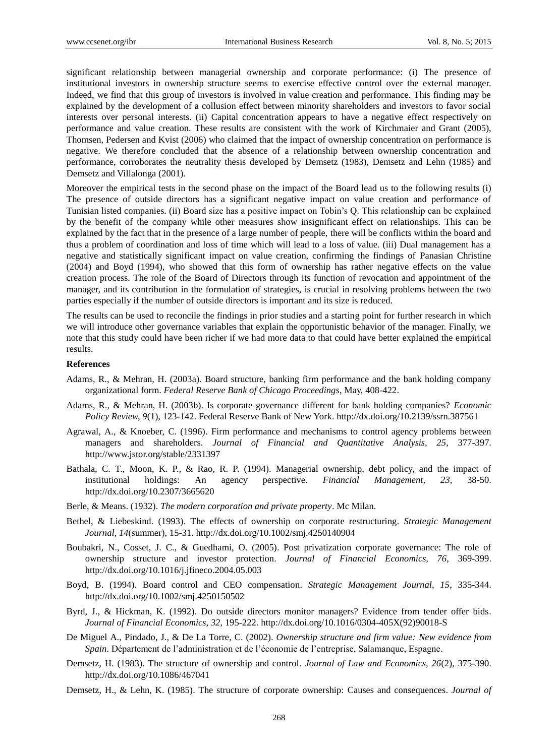significant relationship between managerial ownership and corporate performance: (i) The presence of institutional investors in ownership structure seems to exercise effective control over the external manager. Indeed, we find that this group of investors is involved in value creation and performance. This finding may be explained by the development of a collusion effect between minority shareholders and investors to favor social interests over personal interests. (ii) Capital concentration appears to have a negative effect respectively on performance and value creation. These results are consistent with the work of Kirchmaier and Grant (2005), Thomsen, Pedersen and Kvist (2006) who claimed that the impact of ownership concentration on performance is negative. We therefore concluded that the absence of a relationship between ownership concentration and performance, corroborates the neutrality thesis developed by Demsetz (1983), Demsetz and Lehn (1985) and Demsetz and Villalonga (2001).

Moreover the empirical tests in the second phase on the impact of the Board lead us to the following results (i) The presence of outside directors has a significant negative impact on value creation and performance of Tunisian listed companies. (ii) Board size has a positive impact on Tobin's Q. This relationship can be explained by the benefit of the company while other measures show insignificant effect on relationships. This can be explained by the fact that in the presence of a large number of people, there will be conflicts within the board and thus a problem of coordination and loss of time which will lead to a loss of value. (iii) Dual management has a negative and statistically significant impact on value creation, confirming the findings of Panasian Christine (2004) and Boyd (1994), who showed that this form of ownership has rather negative effects on the value creation process. The role of the Board of Directors through its function of revocation and appointment of the manager, and its contribution in the formulation of strategies, is crucial in resolving problems between the two parties especially if the number of outside directors is important and its size is reduced.

The results can be used to reconcile the findings in prior studies and a starting point for further research in which we will introduce other governance variables that explain the opportunistic behavior of the manager. Finally, we note that this study could have been richer if we had more data to that could have better explained the empirical results.

## References

Adams, R., & Mehran, H. (2003a). Board structure, banking firm performance and the bank holding company organizational form. *Federal Reserve Bank of Chicago Proceedings*, May, 408-422.

Adams, R., & Mehran, H. (2003b). Is corporate governance different for bank holding companies? *Economic Policy Review, 9*(1), 123-142. Federal Reserve Bank of New York. http://dx.doi.org/10.2139/ssrn.387561

Agrawal, A., & Knoeber, C. (1996). Firm performance and mechanisms to control agency problems between managers and shareholders. *Journal of Financial and Quantitative Analysis, 25*, 377-397. http://www.jstor.org/stable/2331397

Bathala, C. T., Moon, K. P., & Rao, R. P. (1994). Managerial ownership, debt policy, and the impact of institutional holdings: An agency perspective. *Financial Management, 23*, 38-50. http://dx.doi.org/10.2307/3665620

Berle, & Means. (1932). *The modern corporation and private property*. Mc Milan.

Bethel, & Liebeskind. (1993). The effects of ownership on corporate restructuring. *Strategic Management Journal, 14*(summer), 15-31. http://dx.doi.org/10.1002/smj.4250140904

Boubakri, N., Cosset, J. C., & Guedhami, O. (2005). Post privatization corporate governance: The role of ownership structure and investor protection. *Journal of Financial Economics, 76*, 369-399. http://dx.doi.org/10.1016/j.jfineco.2004.05.003

Boyd, B. (1994). Board control and CEO compensation. *Strategic Management Journal, 15*, 335-344. http://dx.doi.org/10.1002/smj.4250150502

Byrd, J., & Hickman, K. (1992). Do outside directors monitor managers? Evidence from tender offer bids. *Journal of Financial Economics, 32*, 195-222. http://dx.doi.org/10.1016/0304-405X(92)90018-S

De Miguel A., Pindado, J., & De La Torre, C. (2002). *Ownership structure and firm value: New evidence from Spain*. Département de l'administration et de l'économie de l'entreprise, Salamanque, Espagne.

Demsetz, H. (1983). The structure of ownership and control. *Journal of Law and Economics, 26*(2), 375-390. http://dx.doi.org/10.1086/467041

Demsetz, H., & Lehn, K. (1985). The structure of corporate ownership: Causes and consequences. *Journal of*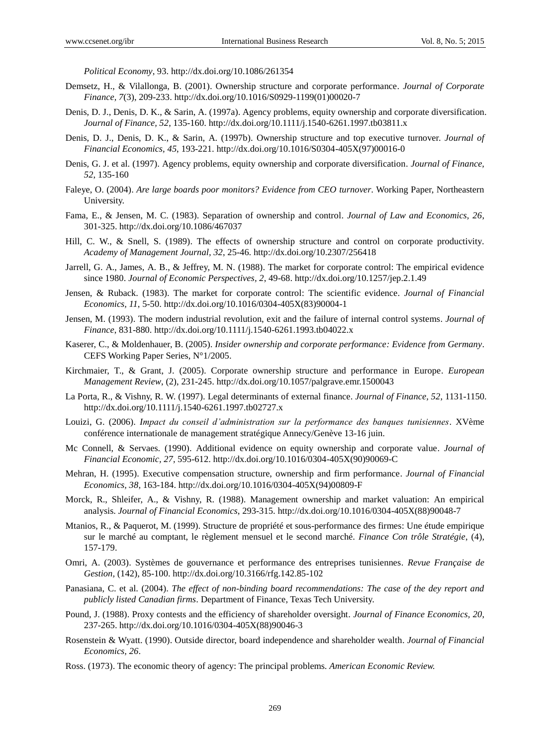*Political Economy*, 93. http://dx.doi.org/10.1086/261354

Demsetz, H., & Vilallonga, B. (2001). Ownership structure and corporate performance. *Journal of Corporate Finance, 7*(3), 209-233. http://dx.doi.org/10.1016/S0929-1199(01)00020-7

Denis, D. J., Denis, D. K., & Sarin, A. (1997a). Agency problems, equity ownership and corporate diversification. *Journal of Finance, 52*, 135-160. http://dx.doi.org/10.1111/j.1540-6261.1997.tb03811.x

Denis, D. J., Denis, D. K., & Sarin, A. (1997b). Ownership structure and top executive turnover. *Journal of Financial Economics, 45*, 193-221. http://dx.doi.org/10.1016/S0304-405X(97)00016-0

Denis, G. J. et al. (1997). Agency problems, equity ownership and corporate diversification. *Journal of Finance, 52*, 135-160

Faleye, O. (2004). *Are large boards poor monitors? Evidence from CEO turnover*. Working Paper, Northeastern University.

Fama, E., & Jensen, M. C. (1983). Separation of ownership and control. *Journal of Law and Economics, 26*, 301-325. http://dx.doi.org/10.1086/467037

Hill, C. W., & Snell, S. (1989). The effects of ownership structure and control on corporate productivity. *Academy of Management Journal, 32*, 25-46. http://dx.doi.org/10.2307/256418

Jarrell, G. A., James, A. B., & Jeffrey, M. N. (1988). The market for corporate control: The empirical evidence since 1980. *Journal of Economic Perspectives, 2*, 49-68. http://dx.doi.org/10.1257/jep.2.1.49

Jensen, & Ruback. (1983). The market for corporate control: The scientific evidence. *Journal of Financial Economics, 11*, 5-50. http://dx.doi.org/10.1016/0304-405X(83)90004-1

Jensen, M. (1993). The modern industrial revolution, exit and the failure of internal control systems. *Journal of Finance*, 831-880. http://dx.doi.org/10.1111/j.1540-6261.1993.tb04022.x

Kaserer, C., & Moldenhauer, B. (2005). *Insider ownership and corporate performance: Evidence from Germany*. CEFS Working Paper Series, N°1/2005.

Kirchmaier, T., & Grant, J. (2005). Corporate ownership structure and performance in Europe. *European Management Review*, (2), 231-245. http://dx.doi.org/10.1057/palgrave.emr.1500043

La Porta, R., & Vishny, R. W. (1997). Legal determinants of external finance. *Journal of Finance, 52*, 1131-1150. http://dx.doi.org/10.1111/j.1540-6261.1997.tb02727.x

Louizi, G. (2006). *Impact du conseil d'administration sur la performance des banques tunisiennes*. XVème conférence internationale de management stratégique Annecy/Genève 13-16 juin.

Mc Connell, & Servaes. (1990). Additional evidence on equity ownership and corporate value. *Journal of Financial Economic, 27*, 595-612. http://dx.doi.org/10.1016/0304-405X(90)90069-C

Mehran, H. (1995). Executive compensation structure, ownership and firm performance. *Journal of Financial Economics, 38*, 163-184. http://dx.doi.org/10.1016/0304-405X(94)00809-F

Morck, R., Shleifer, A., & Vishny, R. (1988). Management ownership and market valuation: An empirical analysis. *Journal of Financial Economics*, 293-315. http://dx.doi.org/10.1016/0304-405X(88)90048-7

Mtanios, R., & Paquerot, M. (1999). Structure de propriété et sous-performance des firmes: Une étude empirique sur le marché au comptant, le règlement mensuel et le second marché. *Finance Con trôle Stratégie*, (4), 157-179.

Omri, A. (2003). Systèmes de gouvernance et performance des entreprises tunisiennes. *Revue Française de Gestion*, (142), 85-100. http://dx.doi.org/10.3166/rfg.142.85-102

Panasiana, C. et al. (2004). *The effect of non-binding board recommendations: The case of the dey report and publicly listed Canadian firms*. Department of Finance, Texas Tech University.

Pound, J. (1988). Proxy contests and the efficiency of shareholder oversight. *Journal of Finance Economics, 20*, 237-265. http://dx.doi.org/10.1016/0304-405X(88)90046-3

Rosenstein & Wyatt. (1990). Outside director, board independence and shareholder wealth. *Journal of Financial Economics, 26*.

Ross. (1973). The economic theory of agency: The principal problems. *American Economic Review.*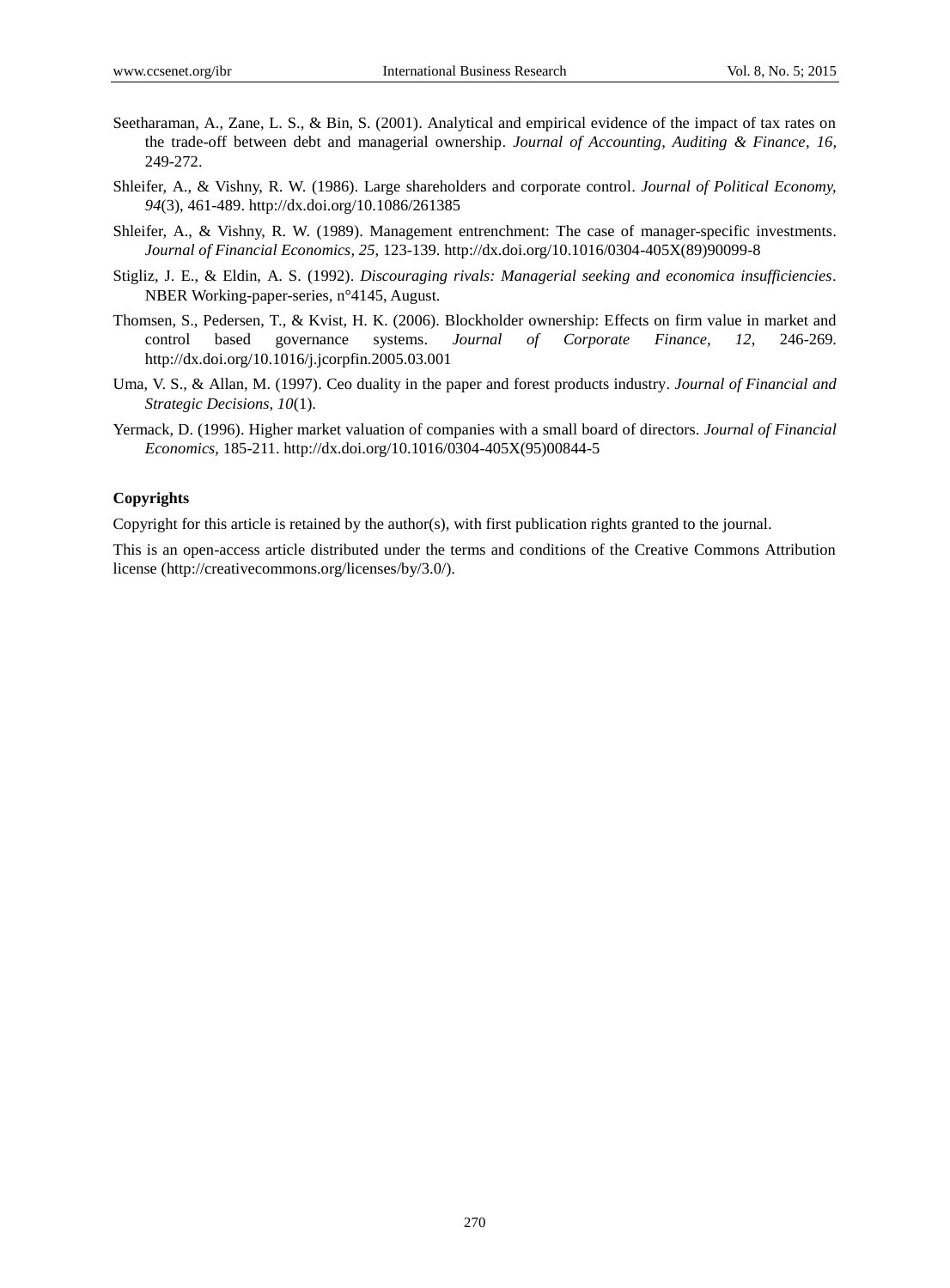Seetharaman, A., Zane, L. S., & Bin, S. (2001). Analytical and empirical evidence of the impact of tax rates on the trade-off between debt and managerial ownership. *Journal of Accounting, Auditing & Finance, 16,* 249-272.

Shleifer, A., & Vishny, R. W. (1986). Large shareholders and corporate control. *Journal of Political Economy, 94*(3), 461-489. http://dx.doi.org/10.1086/261385

Shleifer, A., & Vishny, R. W. (1989). Management entrenchment: The case of manager-specific investments. *Journal of Financial Economics, 25*, 123-139. http://dx.doi.org/10.1016/0304-405X(89)90099-8

Stigliz, J. E., & Eldin, A. S. (1992). *Discouraging rivals: Managerial seeking and economica insufficiencies*. NBER Working-paper-series, n°4145, August.

Thomsen, S., Pedersen, T., & Kvist, H. K. (2006). Blockholder ownership: Effects on firm value in market and control based governance systems. *Journal of Corporate Finance, 12*, 246-269. http://dx.doi.org/10.1016/j.jcorpfin.2005.03.001

Uma, V. S., & Allan, M. (1997). Ceo duality in the paper and forest products industry. *Journal of Financial and Strategic Decisions, 10*(1).

Yermack, D. (1996). Higher market valuation of companies with a small board of directors. *Journal of Financial Economics*, 185-211. http://dx.doi.org/10.1016/0304-405X(95)00844-5

**Copyrights**

Copyright for this article is retained by the author(s), with first publication rights granted to the journal.

This is an open-access article distributed under the terms and conditions of the Creative Commons Attribution license (http://creativecommons.org/licenses/by/3.0/).